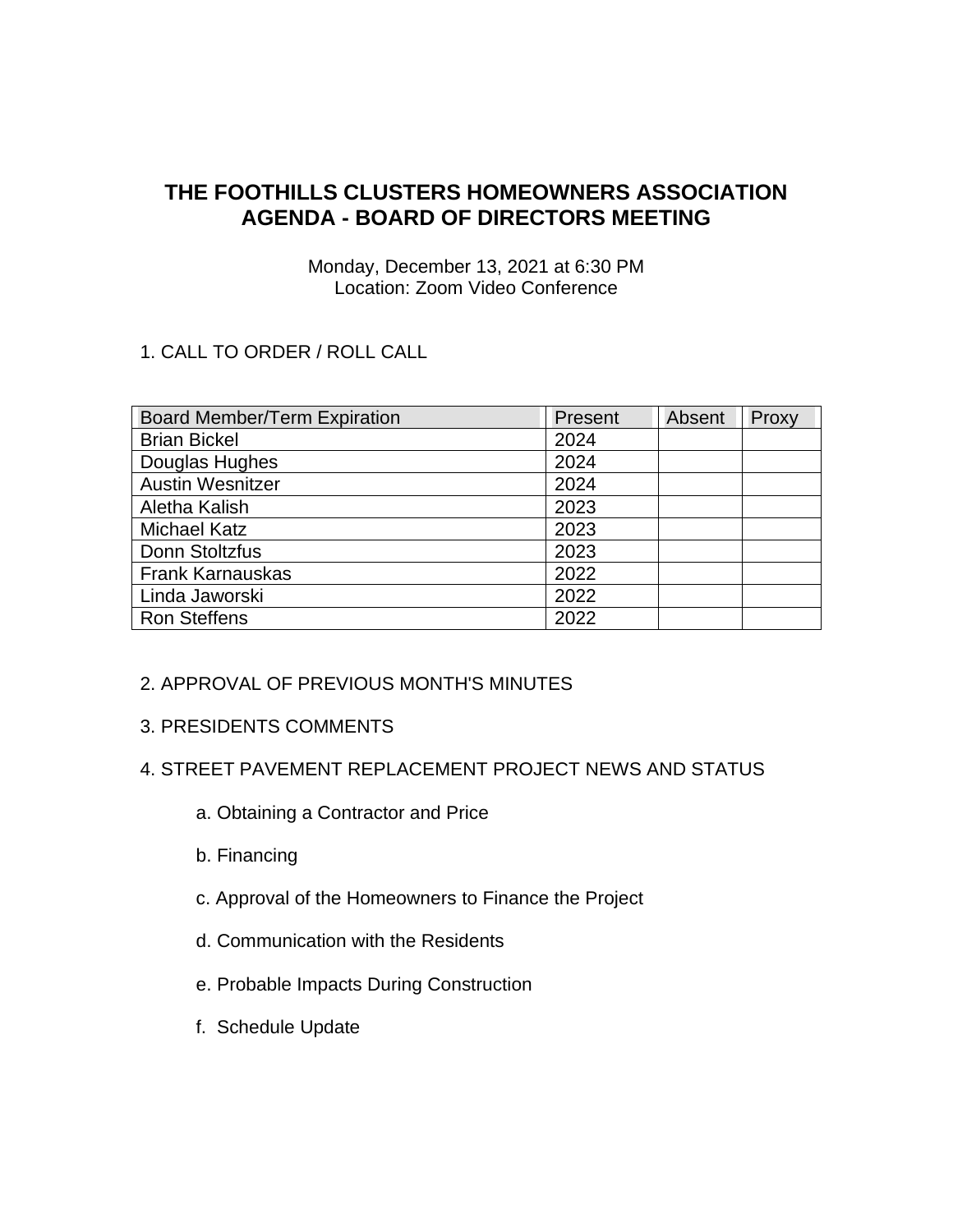# THE FOOTHILLS CLUSTERS HOMEOWNERS ASSOCIATION
# AGENDA - BOARD OF DIRECTORS MEETING

Monday, December 13, 2021 at 6:30 PM
Location: Zoom Video Conference

1. CALL TO ORDER / ROLL CALL

| Board Member/Term Expiration | Present | Absent | Proxy |
| --- | --- | --- | --- |
| Brian Bickel | 2024 | | |
| Douglas Hughes | 2024 | | |
| Austin Wesnitzer | 2024 | | |
| Aletha Kalish | 2023 | | |
| Michael Katz | 2023 | | |
| Donn Stoltzfus | 2023 | | |
| Frank Karnauskas | 2022 | | |
| Linda Jaworski | 2022 | | |
| Ron Steffens | 2022 | | |

2. APPROVAL OF PREVIOUS MONTH'S MINUTES

3. PRESIDENTS COMMENTS

4. STREET PAVEMENT REPLACEMENT PROJECT NEWS AND STATUS

   a. Obtaining a Contractor and Price

   b. Financing

   c. Approval of the Homeowners to Finance the Project

   d. Communication with the Residents

   e. Probable Impacts During Construction

   f. Schedule Update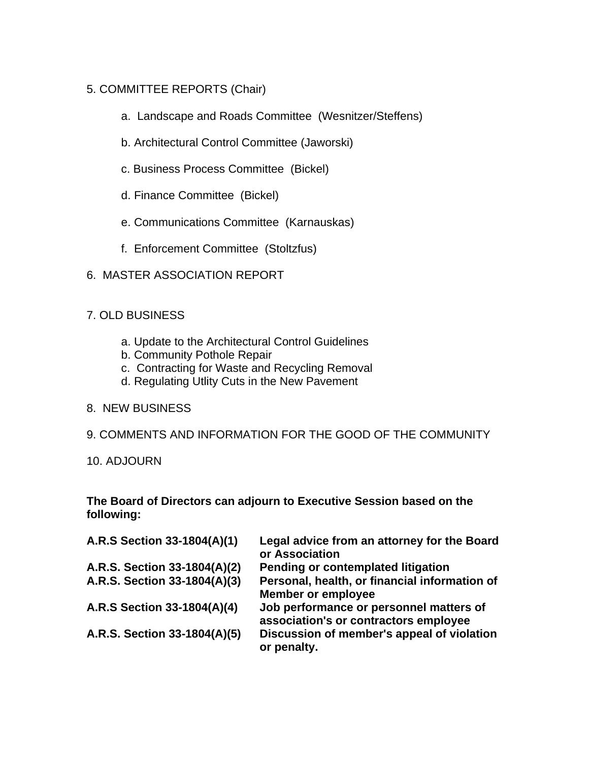5. COMMITTEE REPORTS (Chair)

   a. Landscape and Roads Committee (Wesnitzer/Steffens)

   b. Architectural Control Committee (Jaworski)

   c. Business Process Committee (Bickel)

   d. Finance Committee (Bickel)

   e. Communications Committee (Karnauskas)

   f. Enforcement Committee (Stoltzfus)

6. MASTER ASSOCIATION REPORT

7. OLD BUSINESS

   a. Update to the Architectural Control Guidelines
   b. Community Pothole Repair
   c. Contracting for Waste and Recycling Removal
   d. Regulating Utlity Cuts in the New Pavement

8. NEW BUSINESS

9. COMMENTS AND INFORMATION FOR THE GOOD OF THE COMMUNITY

10. ADJOURN

**The Board of Directors can adjourn to Executive Session based on the following:**

| | |
|---|---|
| **A.R.S Section 33-1804(A)(1)** | **Legal advice from an attorney for the Board or Association** |
| **A.R.S. Section 33-1804(A)(2)** | **Pending or contemplated litigation** |
| **A.R.S. Section 33-1804(A)(3)** | **Personal, health, or financial information of Member or employee** |
| **A.R.S Section 33-1804(A)(4)** | **Job performance or personnel matters of association's or contractors employee** |
| **A.R.S. Section 33-1804(A)(5)** | **Discussion of member's appeal of violation or penalty.** |